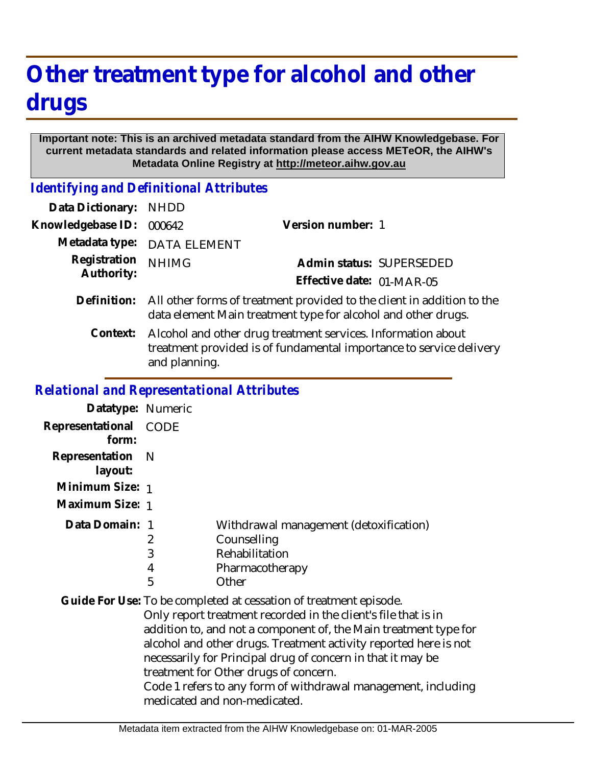# Other treatment type for alcohol and other drugs

**Important note: This is an archived metadata standard from the AIHW Knowledgebase. For current metadata standards and related information please access METeOR, the AIHW's Metadata Online Registry at http://meteor.aihw.gov.au**

## *Identifying and Definitional Attributes*

**Data Dictionary:** NHDD

**Knowledgebase ID:** 000642

**Version number:** 1

**Metadata type:** DATA ELEMENT

**Registration Authority:** NHIMG

**Admin status:** SUPERSEDED

**Effective date:** 01-MAR-05

**Definition:** All other forms of treatment provided to the client in addition to the data element Main treatment type for alcohol and other drugs.

**Context:** Alcohol and other drug treatment services. Information about treatment provided is of fundamental importance to service delivery and planning.

## *Relational and Representational Attributes*

**Datatype:** Numeric

**Representational form:** CODE

**Representation layout:** N

**Minimum Size:** 1

**Maximum Size:** 1

**Data Domain:**

| Code | Description |
|---|---|
| 1 | Withdrawal management (detoxification) |
| 2 | Counselling |
| 3 | Rehabilitation |
| 4 | Pharmacotherapy |
| 5 | Other |

**Guide For Use:** To be completed at cessation of treatment episode.

Only report treatment recorded in the client's file that is in addition to, and not a component of, the Main treatment type for alcohol and other drugs. Treatment activity reported here is not necessarily for Principal drug of concern in that it may be treatment for Other drugs of concern.

Code 1 refers to any form of withdrawal management, including medicated and non-medicated.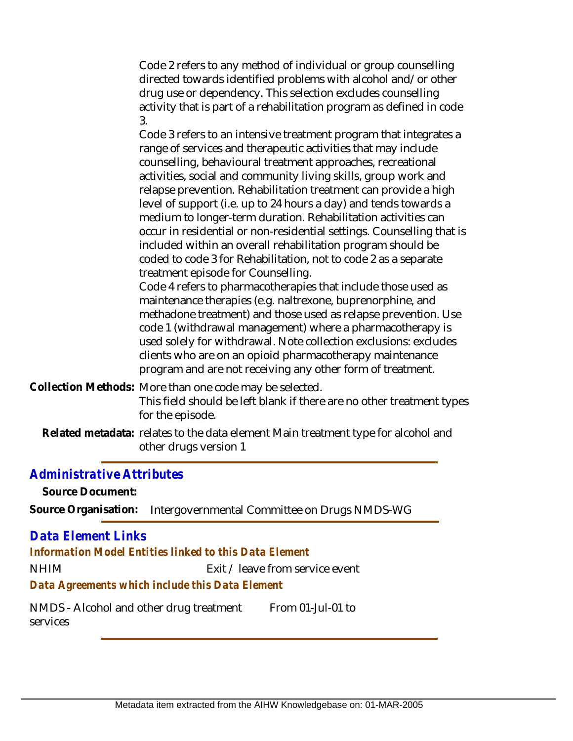Code 2 refers to any method of individual or group counselling directed towards identified problems with alcohol and/or other drug use or dependency. This selection excludes counselling activity that is part of a rehabilitation program as defined in code 3.

Code 3 refers to an intensive treatment program that integrates a range of services and therapeutic activities that may include counselling, behavioural treatment approaches, recreational activities, social and community living skills, group work and relapse prevention. Rehabilitation treatment can provide a high level of support (i.e. up to 24 hours a day) and tends towards a medium to longer-term duration. Rehabilitation activities can occur in residential or non-residential settings. Counselling that is included within an overall rehabilitation program should be coded to code 3 for Rehabilitation, not to code 2 as a separate treatment episode for Counselling.

Code 4 refers to pharmacotherapies that include those used as maintenance therapies (e.g. naltrexone, buprenorphine, and methadone treatment) and those used as relapse prevention. Use code 1 (withdrawal management) where a pharmacotherapy is used solely for withdrawal. Note collection exclusions: excludes clients who are on an opioid pharmacotherapy maintenance program and are not receiving any other form of treatment.

**Collection Methods:** More than one code may be selected.
This field should be left blank if there are no other treatment types for the episode.

**Related metadata:** relates to the data element Main treatment type for alcohol and other drugs version 1

## *Administrative Attributes*

**Source Document:**

**Source Organisation:** Intergovernmental Committee on Drugs NMDS-WG

## *Data Element Links*

### *Information Model Entities linked to this Data Element*

NHIM Exit / leave from service event

### *Data Agreements which include this Data Element*

NMDS - Alcohol and other drug treatment services From 01-Jul-01 to

Metadata item extracted from the AIHW Knowledgebase on: 01-MAR-2005